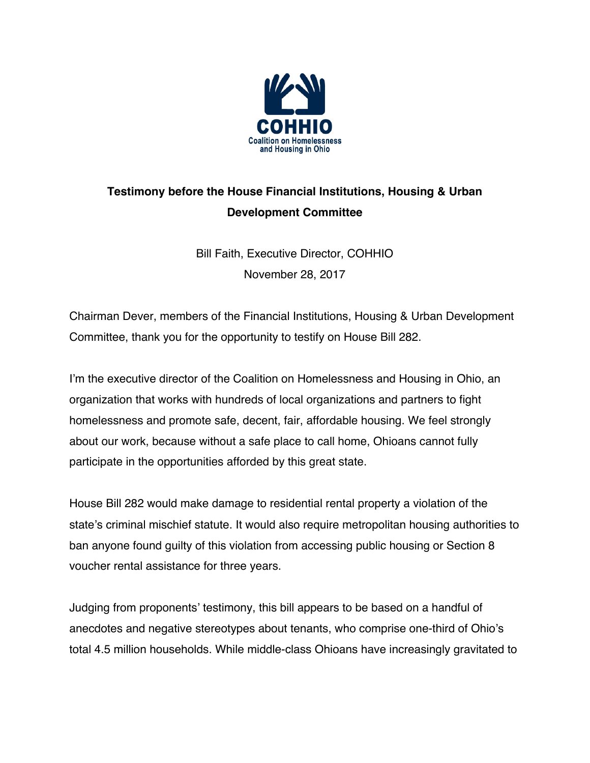COHHIO

Coalition on Homelessness and Housing in Ohio

**Testimony before the House Financial Institutions, Housing & Urban Development Committee**

Bill Faith, Executive Director, COHHIO

November 28, 2017

Chairman Dever, members of the Financial Institutions, Housing & Urban Development Committee, thank you for the opportunity to testify on House Bill 282.

I'm the executive director of the Coalition on Homelessness and Housing in Ohio, an organization that works with hundreds of local organizations and partners to fight homelessness and promote safe, decent, fair, affordable housing. We feel strongly about our work, because without a safe place to call home, Ohioans cannot fully participate in the opportunities afforded by this great state.

House Bill 282 would make damage to residential rental property a violation of the state's criminal mischief statute. It would also require metropolitan housing authorities to ban anyone found guilty of this violation from accessing public housing or Section 8 voucher rental assistance for three years.

Judging from proponents' testimony, this bill appears to be based on a handful of anecdotes and negative stereotypes about tenants, who comprise one-third of Ohio's total 4.5 million households. While middle-class Ohioans have increasingly gravitated to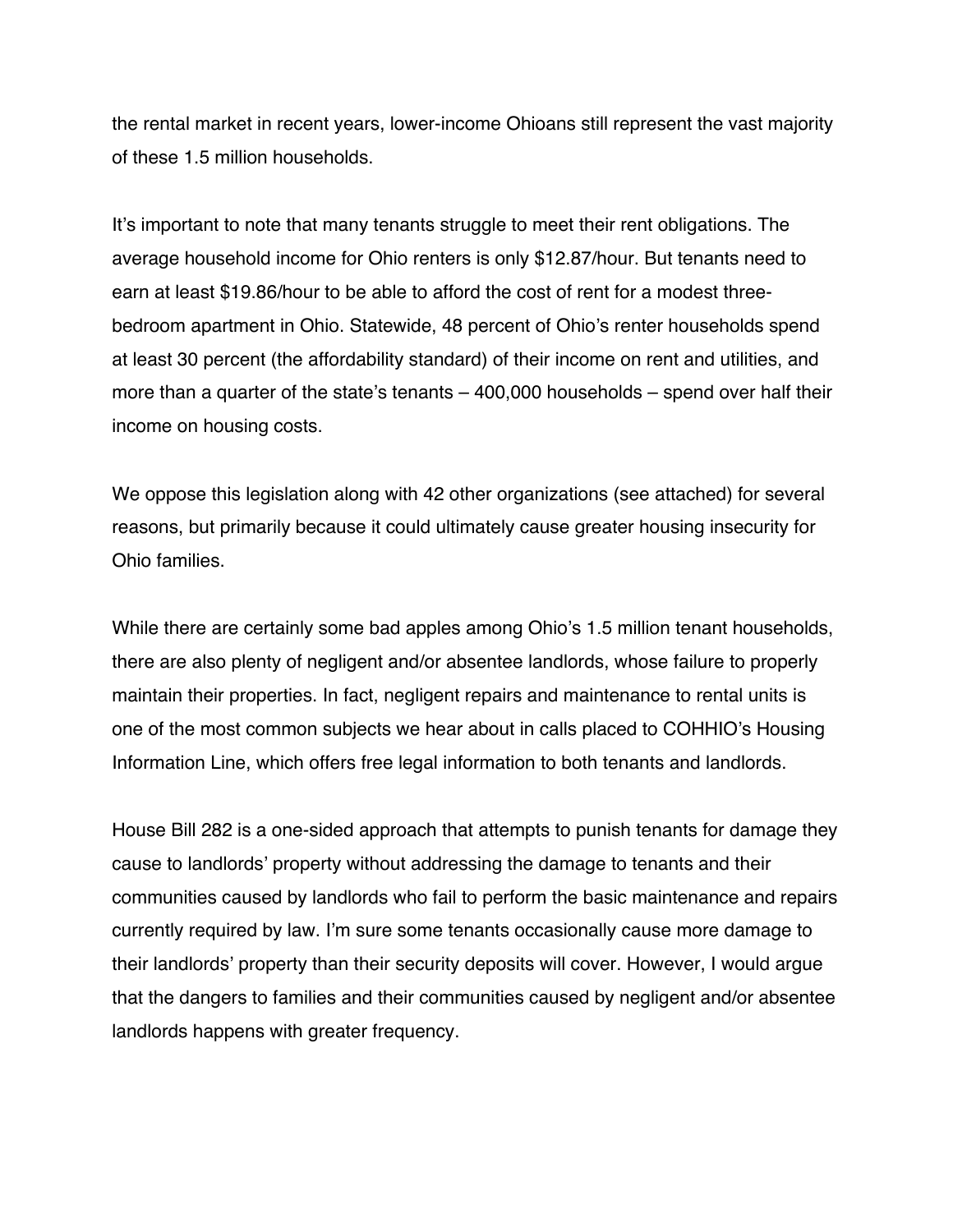the rental market in recent years, lower-income Ohioans still represent the vast majority of these 1.5 million households.

It's important to note that many tenants struggle to meet their rent obligations. The average household income for Ohio renters is only $12.87/hour. But tenants need to earn at least $19.86/hour to be able to afford the cost of rent for a modest three-bedroom apartment in Ohio. Statewide, 48 percent of Ohio's renter households spend at least 30 percent (the affordability standard) of their income on rent and utilities, and more than a quarter of the state's tenants – 400,000 households – spend over half their income on housing costs.

We oppose this legislation along with 42 other organizations (see attached) for several reasons, but primarily because it could ultimately cause greater housing insecurity for Ohio families.

While there are certainly some bad apples among Ohio's 1.5 million tenant households, there are also plenty of negligent and/or absentee landlords, whose failure to properly maintain their properties. In fact, negligent repairs and maintenance to rental units is one of the most common subjects we hear about in calls placed to COHHIO's Housing Information Line, which offers free legal information to both tenants and landlords.

House Bill 282 is a one-sided approach that attempts to punish tenants for damage they cause to landlords' property without addressing the damage to tenants and their communities caused by landlords who fail to perform the basic maintenance and repairs currently required by law. I'm sure some tenants occasionally cause more damage to their landlords' property than their security deposits will cover. However, I would argue that the dangers to families and their communities caused by negligent and/or absentee landlords happens with greater frequency.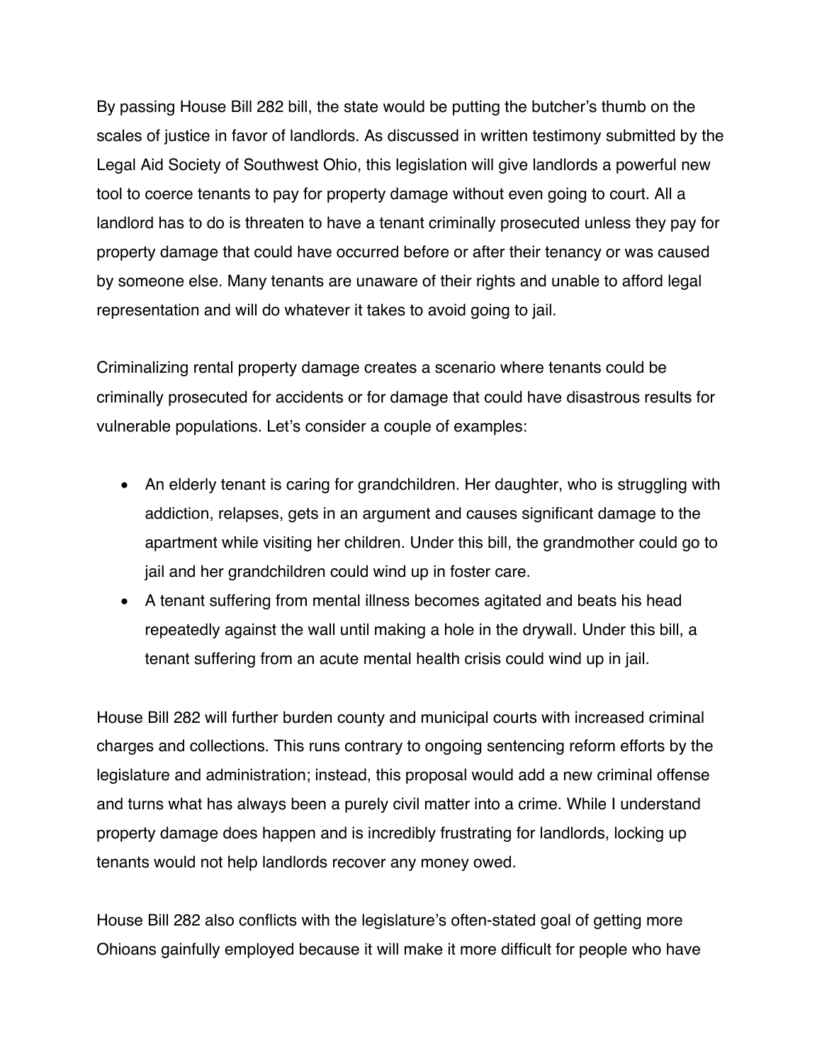By passing House Bill 282 bill, the state would be putting the butcher's thumb on the scales of justice in favor of landlords. As discussed in written testimony submitted by the Legal Aid Society of Southwest Ohio, this legislation will give landlords a powerful new tool to coerce tenants to pay for property damage without even going to court. All a landlord has to do is threaten to have a tenant criminally prosecuted unless they pay for property damage that could have occurred before or after their tenancy or was caused by someone else. Many tenants are unaware of their rights and unable to afford legal representation and will do whatever it takes to avoid going to jail.

Criminalizing rental property damage creates a scenario where tenants could be criminally prosecuted for accidents or for damage that could have disastrous results for vulnerable populations. Let's consider a couple of examples:

- An elderly tenant is caring for grandchildren. Her daughter, who is struggling with addiction, relapses, gets in an argument and causes significant damage to the apartment while visiting her children. Under this bill, the grandmother could go to jail and her grandchildren could wind up in foster care.
- A tenant suffering from mental illness becomes agitated and beats his head repeatedly against the wall until making a hole in the drywall. Under this bill, a tenant suffering from an acute mental health crisis could wind up in jail.

House Bill 282 will further burden county and municipal courts with increased criminal charges and collections. This runs contrary to ongoing sentencing reform efforts by the legislature and administration; instead, this proposal would add a new criminal offense and turns what has always been a purely civil matter into a crime. While I understand property damage does happen and is incredibly frustrating for landlords, locking up tenants would not help landlords recover any money owed.

House Bill 282 also conflicts with the legislature's often-stated goal of getting more Ohioans gainfully employed because it will make it more difficult for people who have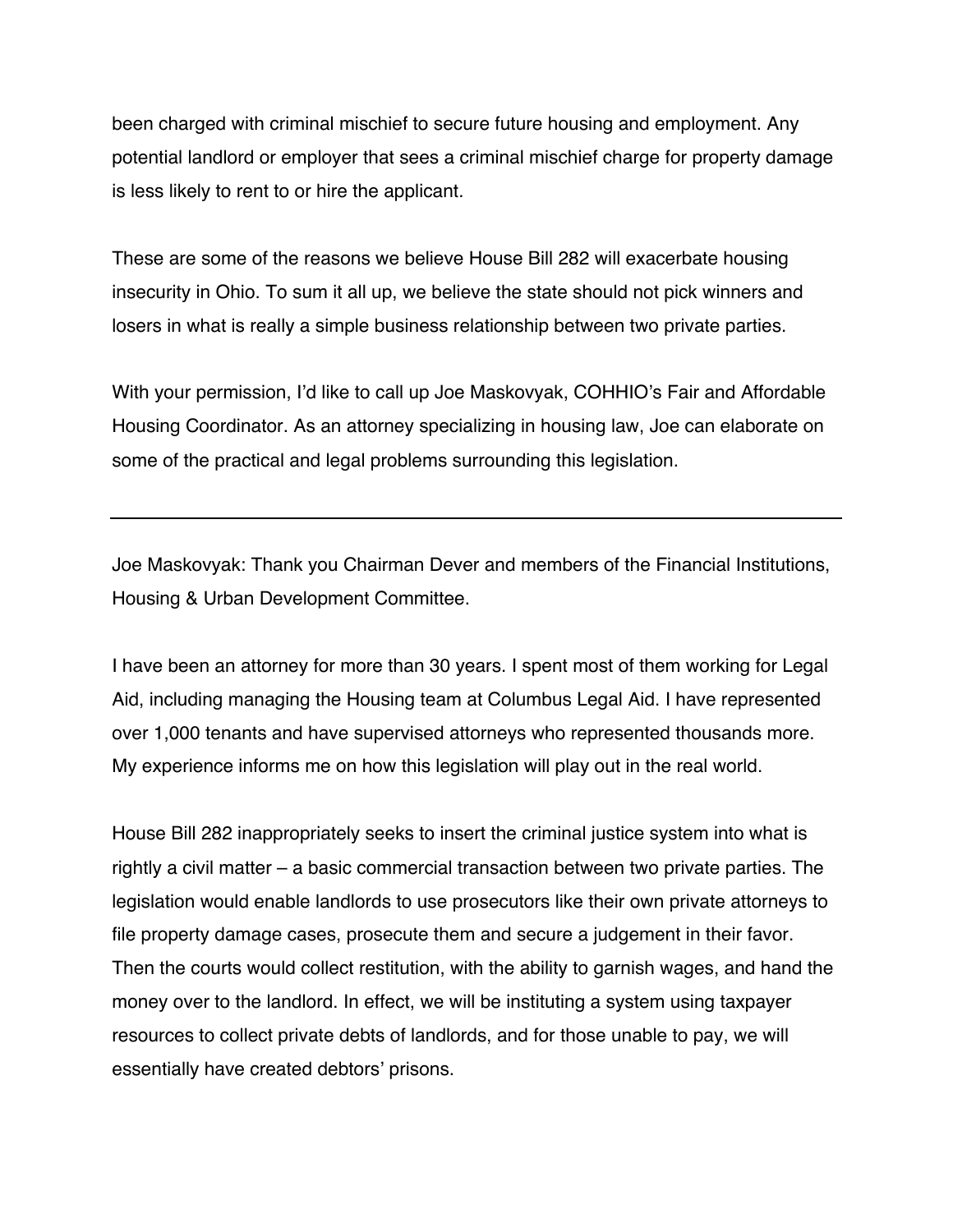been charged with criminal mischief to secure future housing and employment. Any potential landlord or employer that sees a criminal mischief charge for property damage is less likely to rent to or hire the applicant.

These are some of the reasons we believe House Bill 282 will exacerbate housing insecurity in Ohio. To sum it all up, we believe the state should not pick winners and losers in what is really a simple business relationship between two private parties.

With your permission, I'd like to call up Joe Maskovyak, COHHIO's Fair and Affordable Housing Coordinator. As an attorney specializing in housing law, Joe can elaborate on some of the practical and legal problems surrounding this legislation.

---

Joe Maskovyak: Thank you Chairman Dever and members of the Financial Institutions, Housing & Urban Development Committee.

I have been an attorney for more than 30 years. I spent most of them working for Legal Aid, including managing the Housing team at Columbus Legal Aid. I have represented over 1,000 tenants and have supervised attorneys who represented thousands more. My experience informs me on how this legislation will play out in the real world.

House Bill 282 inappropriately seeks to insert the criminal justice system into what is rightly a civil matter – a basic commercial transaction between two private parties. The legislation would enable landlords to use prosecutors like their own private attorneys to file property damage cases, prosecute them and secure a judgement in their favor. Then the courts would collect restitution, with the ability to garnish wages, and hand the money over to the landlord. In effect, we will be instituting a system using taxpayer resources to collect private debts of landlords, and for those unable to pay, we will essentially have created debtors' prisons.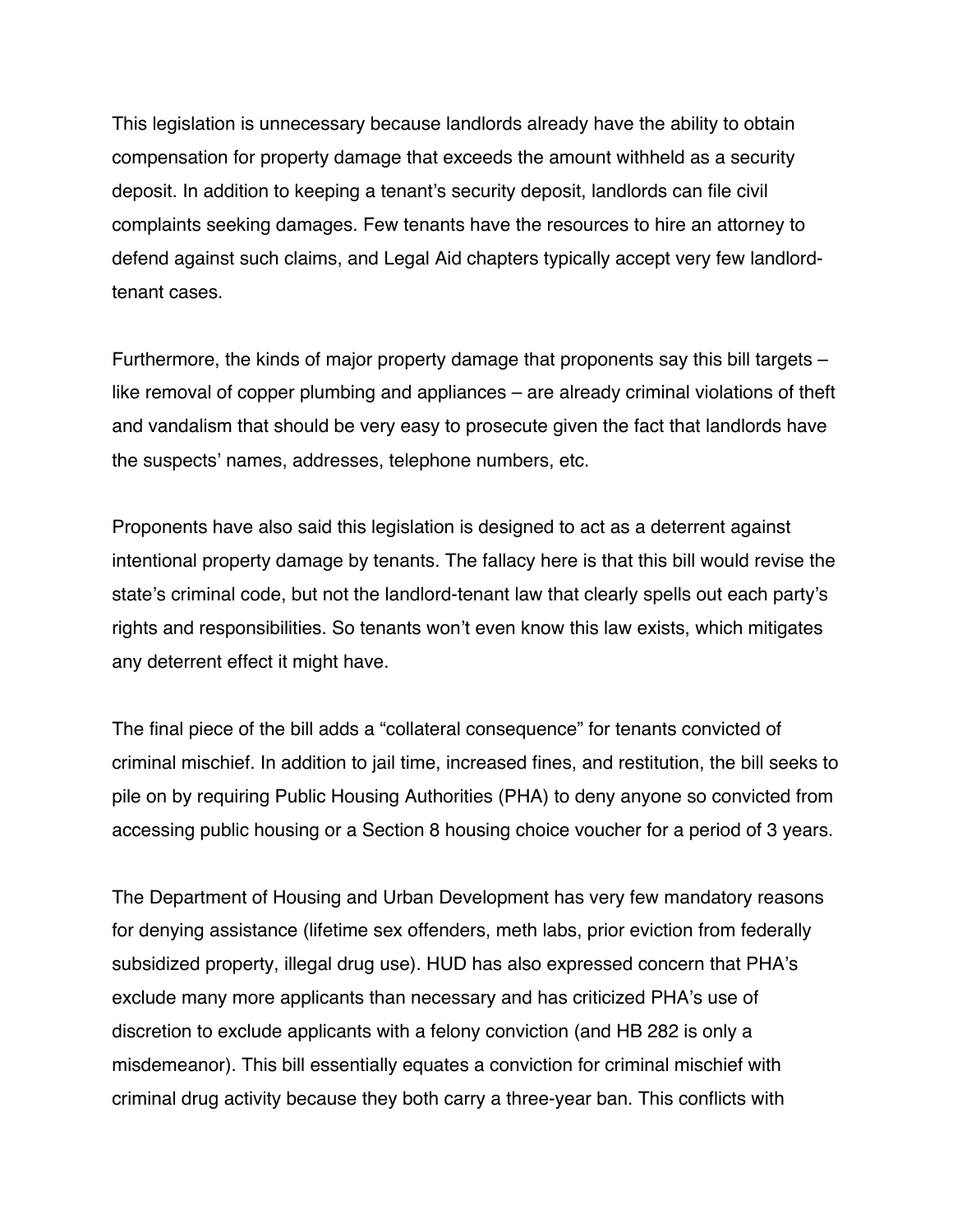This legislation is unnecessary because landlords already have the ability to obtain compensation for property damage that exceeds the amount withheld as a security deposit. In addition to keeping a tenant's security deposit, landlords can file civil complaints seeking damages. Few tenants have the resources to hire an attorney to defend against such claims, and Legal Aid chapters typically accept very few landlord-tenant cases.

Furthermore, the kinds of major property damage that proponents say this bill targets – like removal of copper plumbing and appliances – are already criminal violations of theft and vandalism that should be very easy to prosecute given the fact that landlords have the suspects' names, addresses, telephone numbers, etc.

Proponents have also said this legislation is designed to act as a deterrent against intentional property damage by tenants. The fallacy here is that this bill would revise the state's criminal code, but not the landlord-tenant law that clearly spells out each party's rights and responsibilities. So tenants won't even know this law exists, which mitigates any deterrent effect it might have.

The final piece of the bill adds a "collateral consequence" for tenants convicted of criminal mischief. In addition to jail time, increased fines, and restitution, the bill seeks to pile on by requiring Public Housing Authorities (PHA) to deny anyone so convicted from accessing public housing or a Section 8 housing choice voucher for a period of 3 years.

The Department of Housing and Urban Development has very few mandatory reasons for denying assistance (lifetime sex offenders, meth labs, prior eviction from federally subsidized property, illegal drug use). HUD has also expressed concern that PHA's exclude many more applicants than necessary and has criticized PHA's use of discretion to exclude applicants with a felony conviction (and HB 282 is only a misdemeanor). This bill essentially equates a conviction for criminal mischief with criminal drug activity because they both carry a three-year ban. This conflicts with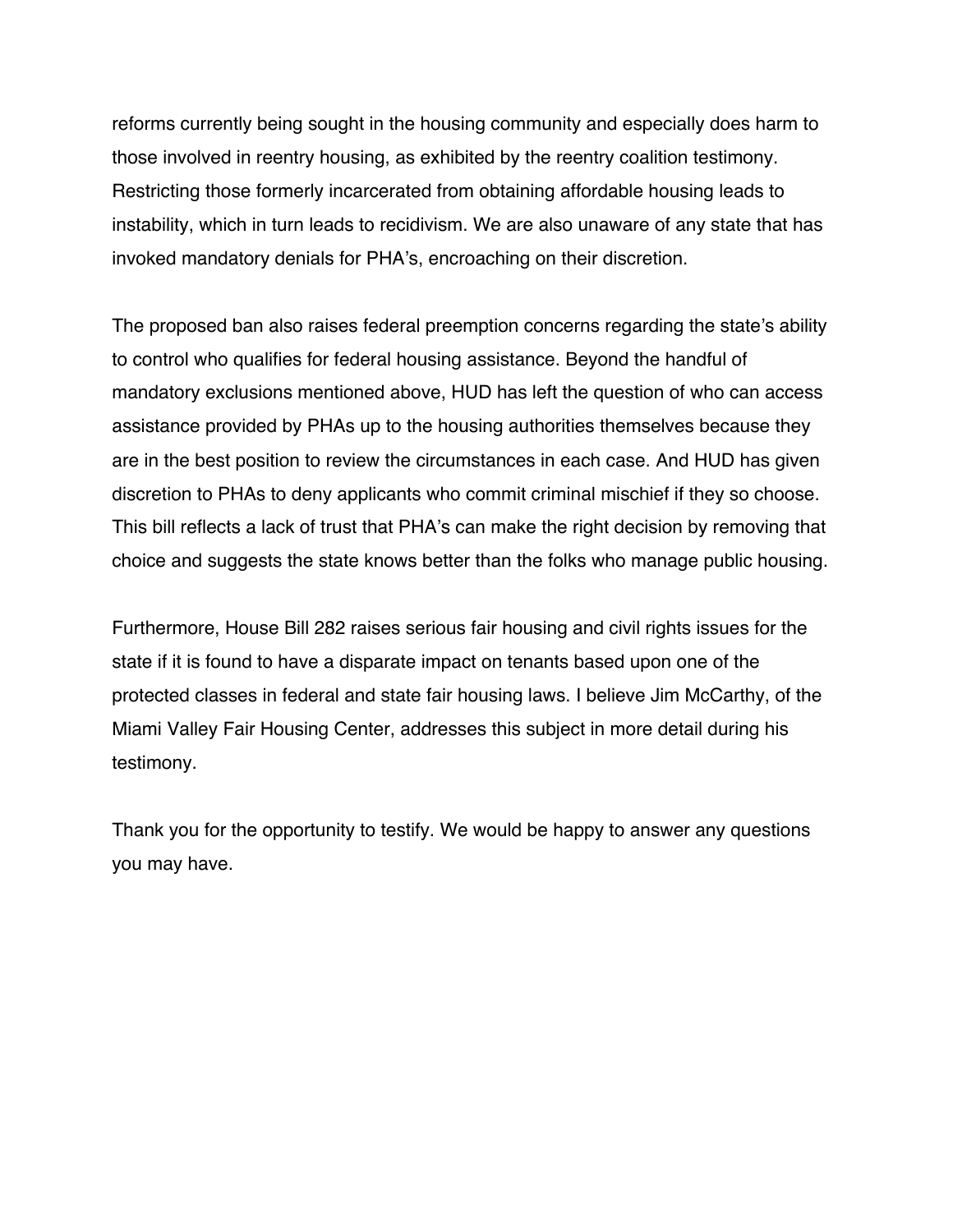reforms currently being sought in the housing community and especially does harm to those involved in reentry housing, as exhibited by the reentry coalition testimony. Restricting those formerly incarcerated from obtaining affordable housing leads to instability, which in turn leads to recidivism. We are also unaware of any state that has invoked mandatory denials for PHA's, encroaching on their discretion.

The proposed ban also raises federal preemption concerns regarding the state's ability to control who qualifies for federal housing assistance. Beyond the handful of mandatory exclusions mentioned above, HUD has left the question of who can access assistance provided by PHAs up to the housing authorities themselves because they are in the best position to review the circumstances in each case. And HUD has given discretion to PHAs to deny applicants who commit criminal mischief if they so choose. This bill reflects a lack of trust that PHA's can make the right decision by removing that choice and suggests the state knows better than the folks who manage public housing.

Furthermore, House Bill 282 raises serious fair housing and civil rights issues for the state if it is found to have a disparate impact on tenants based upon one of the protected classes in federal and state fair housing laws. I believe Jim McCarthy, of the Miami Valley Fair Housing Center, addresses this subject in more detail during his testimony.

Thank you for the opportunity to testify. We would be happy to answer any questions you may have.